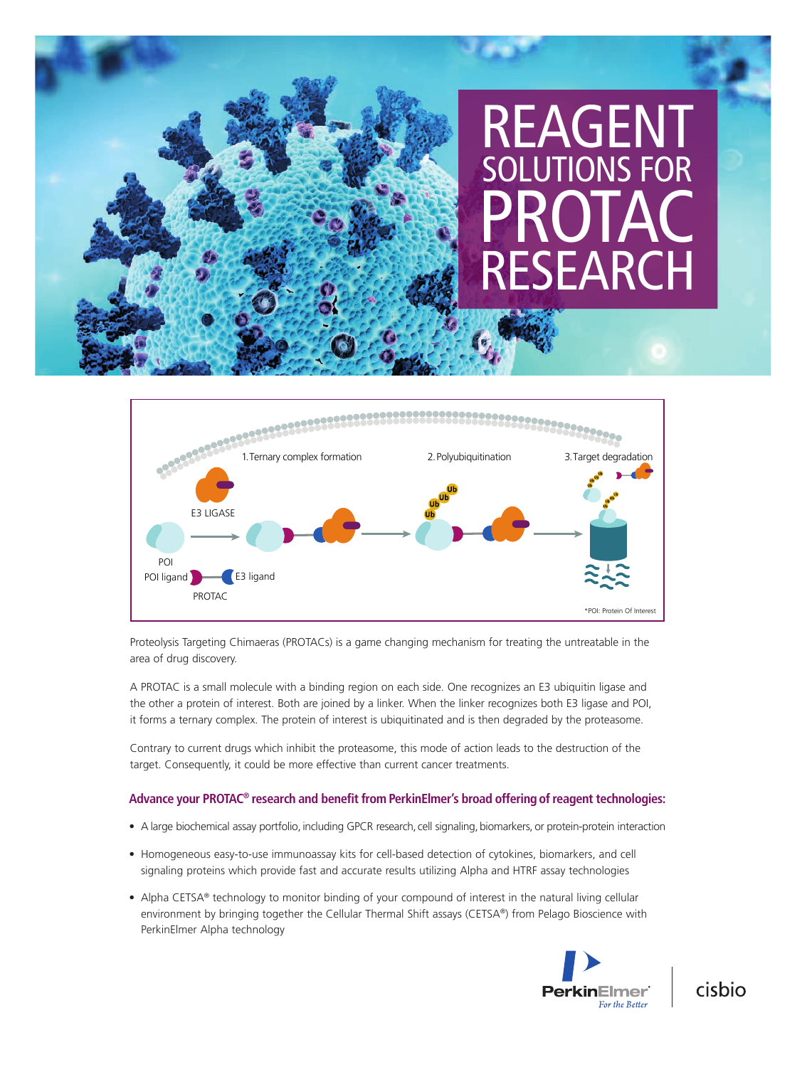# REAGENT SOLUTIONS FOR PROTAC RESEARCH

1. Ternary complex formation
2. Polyubiquitination
3. Target degradation

E3 LIGASE

POI

POI ligand

E3 ligand

PROTAC

*POI: Protein Of Interest

Proteolysis Targeting Chimaeras (PROTACs) is a game changing mechanism for treating the untreatable in the area of drug discovery.

A PROTAC is a small molecule with a binding region on each side. One recognizes an E3 ubiquitin ligase and the other a protein of interest. Both are joined by a linker. When the linker recognizes both E3 ligase and POI, it forms a ternary complex. The protein of interest is ubiquitinated and is then degraded by the proteasome.

Contrary to current drugs which inhibit the proteasome, this mode of action leads to the destruction of the target. Consequently, it could be more effective than current cancer treatments.

### Advance your PROTAC® research and benefit from PerkinElmer's broad offering of reagent technologies:

- A large biochemical assay portfolio, including GPCR research, cell signaling, biomarkers, or protein-protein interaction
- Homogeneous easy-to-use immunoassay kits for cell-based detection of cytokines, biomarkers, and cell signaling proteins which provide fast and accurate results utilizing Alpha and HTRF assay technologies
- Alpha CETSA® technology to monitor binding of your compound of interest in the natural living cellular environment by bringing together the Cellular Thermal Shift assays (CETSA®) from Pelago Bioscience with PerkinElmer Alpha technology

PerkinElmer *For the Better* | cisbio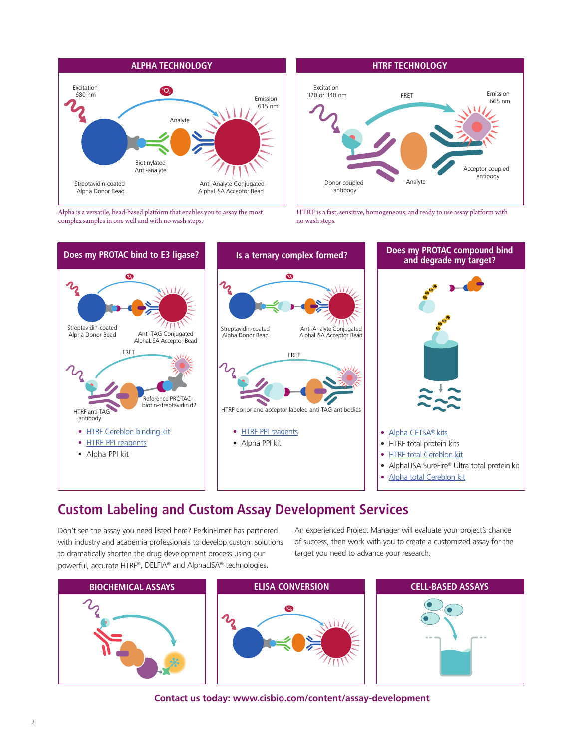## ALPHA TECHNOLOGY

Excitation 680 nm

$^1O_2$

Emission 615 nm

Analyte

Biotinylated Anti-analyte

Streptavidin-coated Alpha Donor Bead

Anti-Analyte Conjugated AlphaLISA Acceptor Bead

Alpha is a versatile, bead-based platform that enables you to assay the most complex samples in one well and with no wash steps.

## HTRF TECHNOLOGY

Excitation 320 or 340 nm

FRET

Emission 665 nm

Acceptor coupled antibody

Donor coupled antibody

Analyte

HTRF is a fast, sensitive, homogeneous, and ready to use assay platform with no wash steps.

## Does my PROTAC bind to E3 ligase?

$^1O_2$

Streptavidin-coated Alpha Donor Bead

Anti-TAG Conjugated AlphaLISA Acceptor Bead

FRET

Reference PROTAC-biotin-streptavidin d2

HTRF anti-TAG antibody

- HTRF Cereblon binding kit
- HTRF PPI reagents
- Alpha PPI kit

## Is a ternary complex formed?

$^1O_2$

Streptavidin-coated Alpha Donor Bead

Anti-Analyte Conjugated AlphaLISA Acceptor Bead

FRET

HTRF donor and acceptor labeled anti-TAG antibodies

- HTRF PPI reagents
- Alpha PPI kit

## Does my PROTAC compound bind and degrade my target?

- Alpha CETSA® kits
- HTRF total protein kits
- HTRF total Cereblon kit
- AlphaLISA SureFire® Ultra total protein kit
- Alpha total Cereblon kit

# Custom Labeling and Custom Assay Development Services

Don't see the assay you need listed here? PerkinElmer has partnered with industry and academia professionals to develop custom solutions to dramatically shorten the drug development process using our powerful, accurate HTRF®, DELFIA® and AlphaLISA® technologies.

An experienced Project Manager will evaluate your project's chance of success, then work with you to create a customized assay for the target you need to advance your research.

## BIOCHEMICAL ASSAYS

## ELISA CONVERSION

$^1O_2$

## CELL-BASED ASSAYS

**Contact us today: www.cisbio.com/content/assay-development**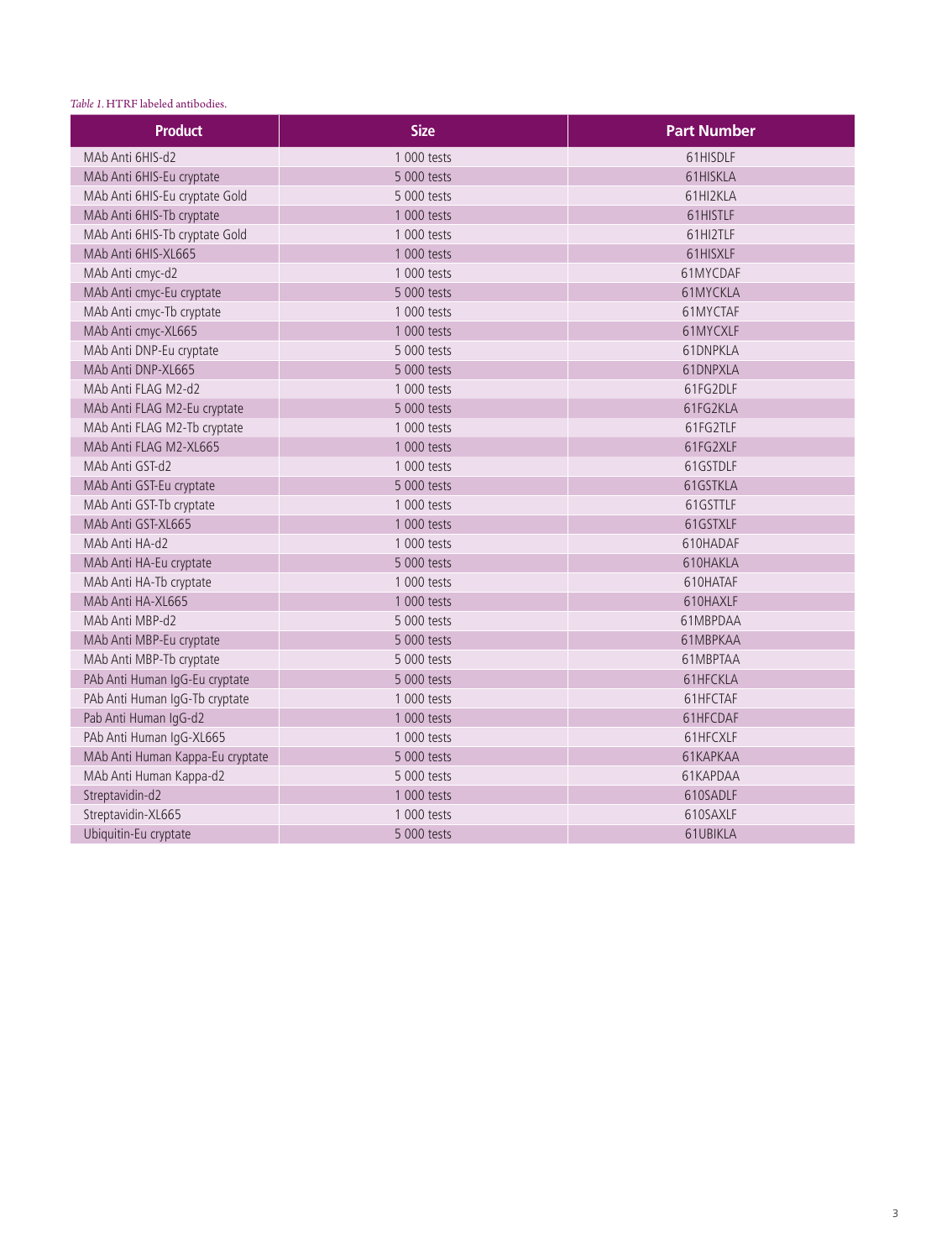*Table 1.* HTRF labeled antibodies.

| Product | Size | Part Number |
|---|---|---|
| MAb Anti 6HIS-d2 | 1 000 tests | 61HISDLF |
| MAb Anti 6HIS-Eu cryptate | 5 000 tests | 61HISKLA |
| MAb Anti 6HIS-Eu cryptate Gold | 5 000 tests | 61HI2KLA |
| MAb Anti 6HIS-Tb cryptate | 1 000 tests | 61HISTLF |
| MAb Anti 6HIS-Tb cryptate Gold | 1 000 tests | 61HI2TLF |
| MAb Anti 6HIS-XL665 | 1 000 tests | 61HISXLF |
| MAb Anti cmyc-d2 | 1 000 tests | 61MYCDAF |
| MAb Anti cmyc-Eu cryptate | 5 000 tests | 61MYCKLA |
| MAb Anti cmyc-Tb cryptate | 1 000 tests | 61MYCTAF |
| MAb Anti cmyc-XL665 | 1 000 tests | 61MYCXLF |
| MAb Anti DNP-Eu cryptate | 5 000 tests | 61DNPKLA |
| MAb Anti DNP-XL665 | 5 000 tests | 61DNPXLA |
| MAb Anti FLAG M2-d2 | 1 000 tests | 61FG2DLF |
| MAb Anti FLAG M2-Eu cryptate | 5 000 tests | 61FG2KLA |
| MAb Anti FLAG M2-Tb cryptate | 1 000 tests | 61FG2TLF |
| MAb Anti FLAG M2-XL665 | 1 000 tests | 61FG2XLF |
| MAb Anti GST-d2 | 1 000 tests | 61GSTDLF |
| MAb Anti GST-Eu cryptate | 5 000 tests | 61GSTKLA |
| MAb Anti GST-Tb cryptate | 1 000 tests | 61GSTTLF |
| MAb Anti GST-XL665 | 1 000 tests | 61GSTXLF |
| MAb Anti HA-d2 | 1 000 tests | 610HADAF |
| MAb Anti HA-Eu cryptate | 5 000 tests | 610HAKLA |
| MAb Anti HA-Tb cryptate | 1 000 tests | 610HATAF |
| MAb Anti HA-XL665 | 1 000 tests | 610HAXLF |
| MAb Anti MBP-d2 | 5 000 tests | 61MBPDAA |
| MAb Anti MBP-Eu cryptate | 5 000 tests | 61MBPKAA |
| MAb Anti MBP-Tb cryptate | 5 000 tests | 61MBPTAA |
| PAb Anti Human IgG-Eu cryptate | 5 000 tests | 61HFCKLA |
| PAb Anti Human IgG-Tb cryptate | 1 000 tests | 61HFCTAF |
| Pab Anti Human IgG-d2 | 1 000 tests | 61HFCDAF |
| PAb Anti Human IgG-XL665 | 1 000 tests | 61HFCXLF |
| MAb Anti Human Kappa-Eu cryptate | 5 000 tests | 61KAPKAA |
| MAb Anti Human Kappa-d2 | 5 000 tests | 61KAPDAA |
| Streptavidin-d2 | 1 000 tests | 610SADLF |
| Streptavidin-XL665 | 1 000 tests | 610SAXLF |
| Ubiquitin-Eu cryptate | 5 000 tests | 61UBIKLA |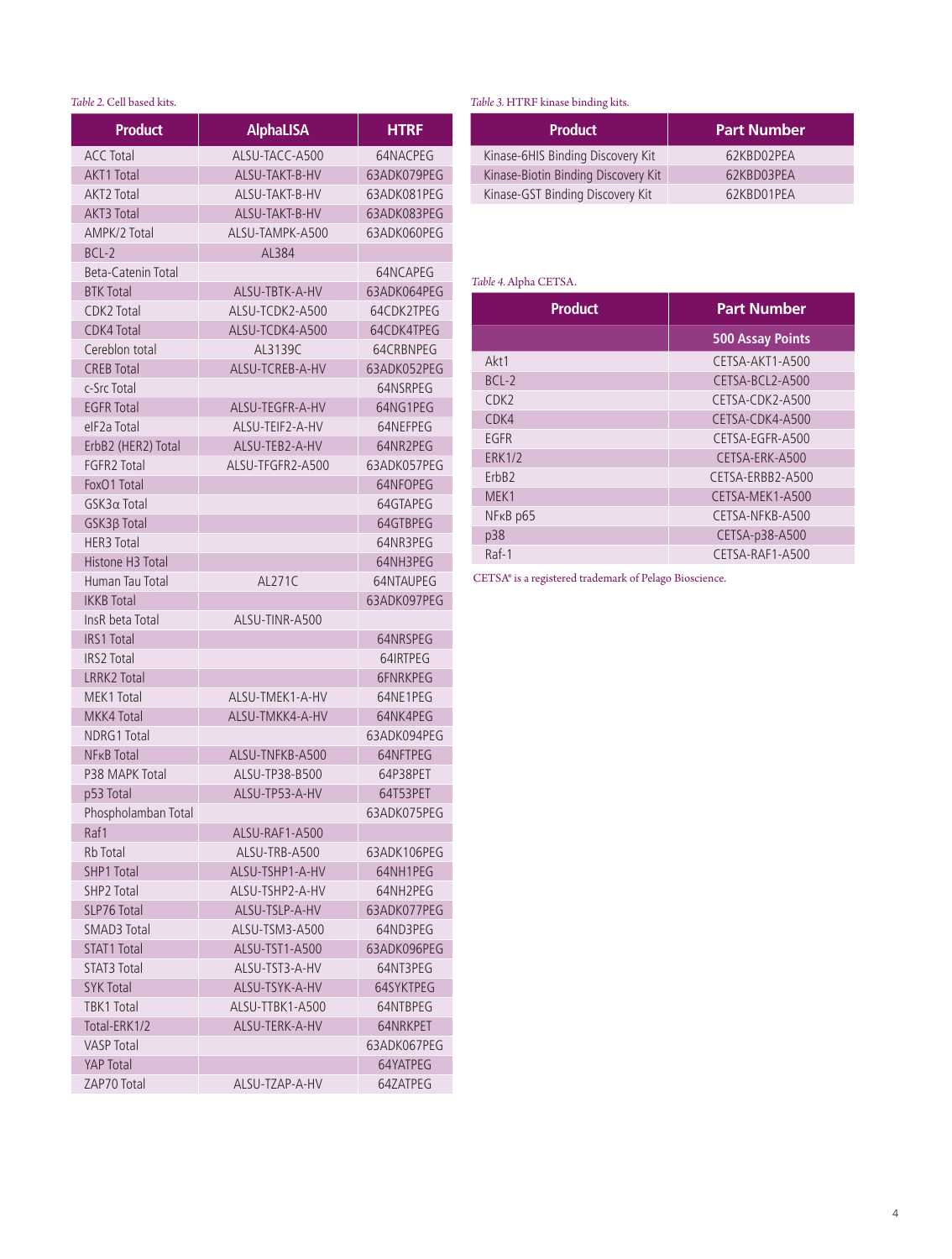*Table 2.* Cell based kits.

| Product | AlphaLISA | HTRF |
|---|---|---|
| ACC Total | ALSU-TACC-A500 | 64NACPEG |
| AKT1 Total | ALSU-TAKT-B-HV | 63ADK079PEG |
| AKT2 Total | ALSU-TAKT-B-HV | 63ADK081PEG |
| AKT3 Total | ALSU-TAKT-B-HV | 63ADK083PEG |
| AMPK/2 Total | ALSU-TAMPK-A500 | 63ADK060PEG |
| BCL-2 | AL384 | |
| Beta-Catenin Total | | 64NCAPEG |
| BTK Total | ALSU-TBTK-A-HV | 63ADK064PEG |
| CDK2 Total | ALSU-TCDK2-A500 | 64CDK2TPEG |
| CDK4 Total | ALSU-TCDK4-A500 | 64CDK4TPEG |
| Cereblon total | AL3139C | 64CRBNPEG |
| CREB Total | ALSU-TCREB-A-HV | 63ADK052PEG |
| c-Src Total | | 64NSRPEG |
| EGFR Total | ALSU-TEGFR-A-HV | 64NG1PEG |
| eIF2a Total | ALSU-TEIF2-A-HV | 64NEFPEG |
| ErbB2 (HER2) Total | ALSU-TEB2-A-HV | 64NR2PEG |
| FGFR2 Total | ALSU-TFGFR2-A500 | 63ADK057PEG |
| FoxO1 Total | | 64NFOPEG |
| GSK3α Total | | 64GTAPEG |
| GSK3β Total | | 64GTBPEG |
| HER3 Total | | 64NR3PEG |
| Histone H3 Total | | 64NH3PEG |
| Human Tau Total | AL271C | 64NTAUPEG |
| IKKB Total | | 63ADK097PEG |
| InsR beta Total | ALSU-TINR-A500 | |
| IRS1 Total | | 64NRSPEG |
| IRS2 Total | | 64IRTPEG |
| LRRK2 Total | | 6FNRKPEG |
| MEK1 Total | ALSU-TMEK1-A-HV | 64NE1PEG |
| MKK4 Total | ALSU-TMKK4-A-HV | 64NK4PEG |
| NDRG1 Total | | 63ADK094PEG |
| NFκB Total | ALSU-TNFKB-A500 | 64NFTPEG |
| P38 MAPK Total | ALSU-TP38-B500 | 64P38PET |
| p53 Total | ALSU-TP53-A-HV | 64T53PET |
| Phospholamban Total | | 63ADK075PEG |
| Raf1 | ALSU-RAF1-A500 | |
| Rb Total | ALSU-TRB-A500 | 63ADK106PEG |
| SHP1 Total | ALSU-TSHP1-A-HV | 64NH1PEG |
| SHP2 Total | ALSU-TSHP2-A-HV | 64NH2PEG |
| SLP76 Total | ALSU-TSLP-A-HV | 63ADK077PEG |
| SMAD3 Total | ALSU-TSM3-A500 | 64ND3PEG |
| STAT1 Total | ALSU-TST1-A500 | 63ADK096PEG |
| STAT3 Total | ALSU-TST3-A-HV | 64NT3PEG |
| SYK Total | ALSU-TSYK-A-HV | 64SYKTPEG |
| TBK1 Total | ALSU-TTBK1-A500 | 64NTBPEG |
| Total-ERK1/2 | ALSU-TERK-A-HV | 64NRKPET |
| VASP Total | | 63ADK067PEG |
| YAP Total | | 64YATPEG |
| ZAP70 Total | ALSU-TZAP-A-HV | 64ZATPEG |

*Table 3.* HTRF kinase binding kits.

| Product | Part Number |
|---|---|
| Kinase-6HIS Binding Discovery Kit | 62KBD02PEA |
| Kinase-Biotin Binding Discovery Kit | 62KBD03PEA |
| Kinase-GST Binding Discovery Kit | 62KBD01PEA |

*Table 4.* Alpha CETSA.

| Product | Part Number |
|---|---|
| | 500 Assay Points |
| Akt1 | CETSA-AKT1-A500 |
| BCL-2 | CETSA-BCL2-A500 |
| CDK2 | CETSA-CDK2-A500 |
| CDK4 | CETSA-CDK4-A500 |
| EGFR | CETSA-EGFR-A500 |
| ERK1/2 | CETSA-ERK-A500 |
| ErbB2 | CETSA-ERBB2-A500 |
| MEK1 | CETSA-MEK1-A500 |
| NFκB p65 | CETSA-NFKB-A500 |
| p38 | CETSA-p38-A500 |
| Raf-1 | CETSA-RAF1-A500 |

CETSA® is a registered trademark of Pelago Bioscience.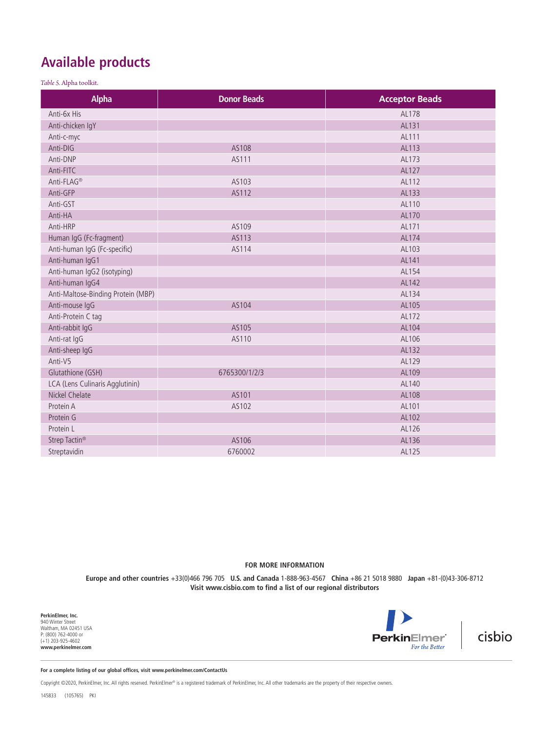## Available products

*Table 5.* Alpha toolkit.

| Alpha | Donor Beads | Acceptor Beads |
|---|---|---|
| Anti-6x His | | AL178 |
| Anti-chicken IgY | | AL131 |
| Anti-c-myc | | AL111 |
| Anti-DIG | AS108 | AL113 |
| Anti-DNP | AS111 | AL173 |
| Anti-FITC | | AL127 |
| Anti-FLAG® | AS103 | AL112 |
| Anti-GFP | AS112 | AL133 |
| Anti-GST | | AL110 |
| Anti-HA | | AL170 |
| Anti-HRP | AS109 | AL171 |
| Human IgG (Fc-fragment) | AS113 | AL174 |
| Anti-human IgG (Fc-specific) | AS114 | AL103 |
| Anti-human IgG1 | | AL141 |
| Anti-human IgG2 (isotyping) | | AL154 |
| Anti-human IgG4 | | AL142 |
| Anti-Maltose-Binding Protein (MBP) | | AL134 |
| Anti-mouse IgG | AS104 | AL105 |
| Anti-Protein C tag | | AL172 |
| Anti-rabbit IgG | AS105 | AL104 |
| Anti-rat IgG | AS110 | AL106 |
| Anti-sheep IgG | | AL132 |
| Anti-V5 | | AL129 |
| Glutathione (GSH) | 6765300/1/2/3 | AL109 |
| LCA (Lens Culinaris Agglutinin) | | AL140 |
| Nickel Chelate | AS101 | AL108 |
| Protein A | AS102 | AL101 |
| Protein G | | AL102 |
| Protein L | | AL126 |
| Strep Tactin® | AS106 | AL136 |
| Streptavidin | 6760002 | AL125 |

**FOR MORE INFORMATION**

**Europe and other countries** +33(0)466 796 705 **U.S. and Canada** 1-888-963-4567 **China** +86 21 5018 9880 **Japan** +81-(0)43-306-8712
**Visit www.cisbio.com to find a list of our regional distributors**

**PerkinElmer, Inc.**
940 Winter Street
Waltham, MA 02451 USA
P: (800) 762-4000 or
(+1) 203-925-4602
**www.perkinelmer.com**

PerkinElmer® For the Better | cisbio

**For a complete listing of our global offices, visit www.perkinelmer.com/ContactUs**

Copyright ©2020, PerkinElmer, Inc. All rights reserved. PerkinElmer® is a registered trademark of PerkinElmer, Inc. All other trademarks are the property of their respective owners.

145833 (105765) PKI